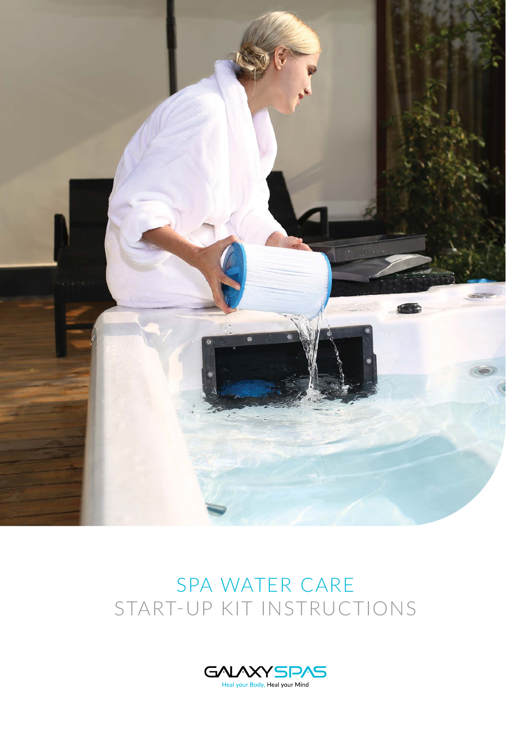# SPA WATER CARE

## START-UP KIT INSTRUCTIONS

GALAXY SPAS

Heal your Body, Heal your Mind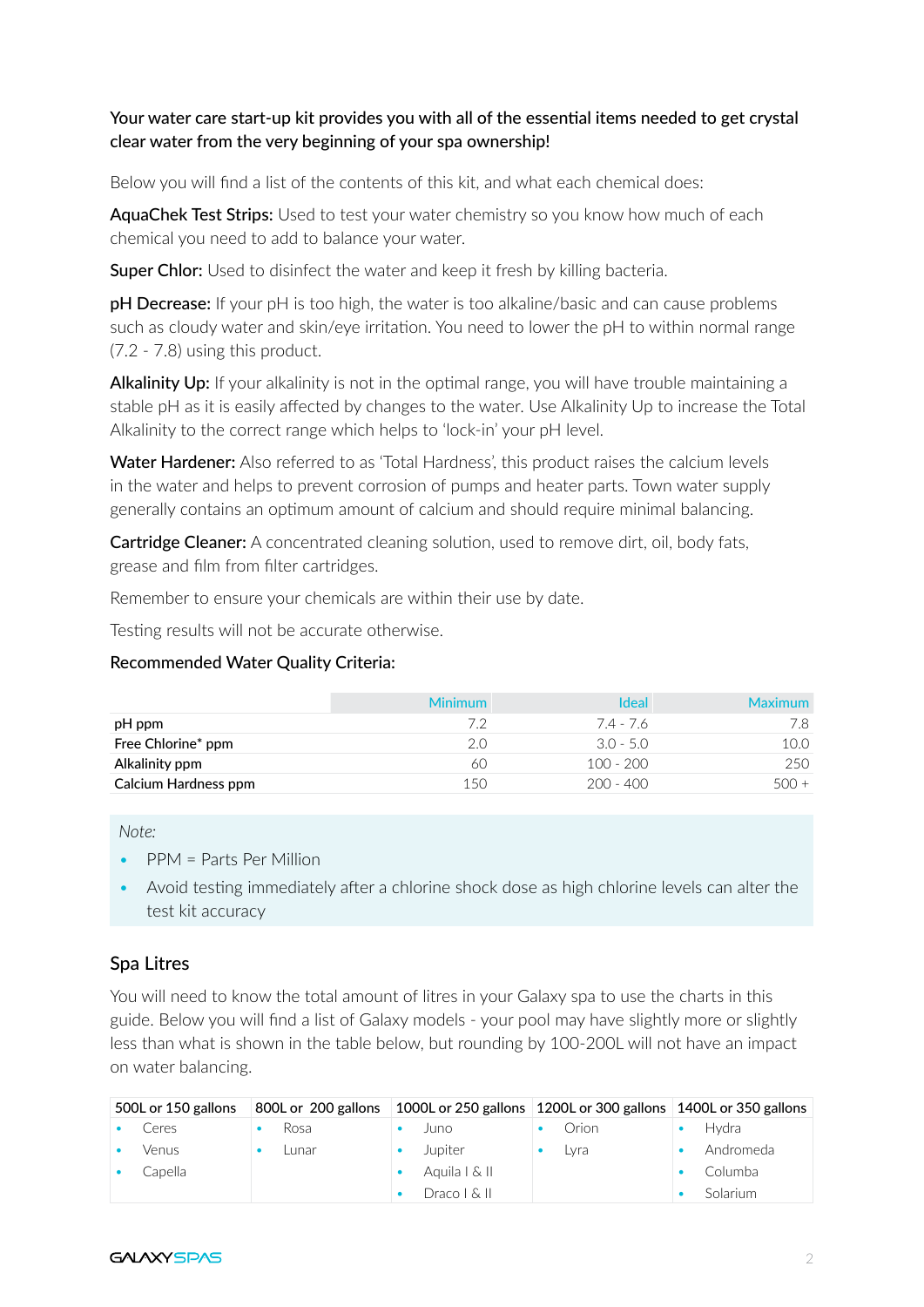**Your water care start-up kit provides you with all of the essential items needed to get crystal clear water from the very beginning of your spa ownership!**

Below you will find a list of the contents of this kit, and what each chemical does:

**AquaChek Test Strips:** Used to test your water chemistry so you know how much of each chemical you need to add to balance your water.

**Super Chlor:** Used to disinfect the water and keep it fresh by killing bacteria.

**pH Decrease:** If your pH is too high, the water is too alkaline/basic and can cause problems such as cloudy water and skin/eye irritation. You need to lower the pH to within normal range (7.2 - 7.8) using this product.

**Alkalinity Up:** If your alkalinity is not in the optimal range, you will have trouble maintaining a stable pH as it is easily affected by changes to the water. Use Alkalinity Up to increase the Total Alkalinity to the correct range which helps to 'lock-in' your pH level.

**Water Hardener:** Also referred to as 'Total Hardness', this product raises the calcium levels in the water and helps to prevent corrosion of pumps and heater parts. Town water supply generally contains an optimum amount of calcium and should require minimal balancing.

**Cartridge Cleaner:** A concentrated cleaning solution, used to remove dirt, oil, body fats, grease and film from filter cartridges.

Remember to ensure your chemicals are within their use by date.

Testing results will not be accurate otherwise.

**Recommended Water Quality Criteria:**

| | Minimum | Ideal | Maximum |
|---|---|---|---|
| pH ppm | 7.2 | 7.4 - 7.6 | 7.8 |
| Free Chlorine* ppm | 2.0 | 3.0 - 5.0 | 10.0 |
| Alkalinity ppm | 60 | 100 - 200 | 250 |
| Calcium Hardness ppm | 150 | 200 - 400 | 500 + |

*Note:*

- PPM = Parts Per Million
- Avoid testing immediately after a chlorine shock dose as high chlorine levels can alter the test kit accuracy

## Spa Litres

You will need to know the total amount of litres in your Galaxy spa to use the charts in this guide. Below you will find a list of Galaxy models - your pool may have slightly more or slightly less than what is shown in the table below, but rounding by 100-200L will not have an impact on water balancing.

| 500L or 150 gallons | 800L or 200 gallons | 1000L or 250 gallons | 1200L or 300 gallons | 1400L or 350 gallons |
|---|---|---|---|---|
| • Ceres | • Rosa | • Juno | • Orion | • Hydra |
| • Venus | • Lunar | • Jupiter | • Lyra | • Andromeda |
| • Capella | | • Aquila I & II | | • Columba |
| | | • Draco I & II | | • Solarium |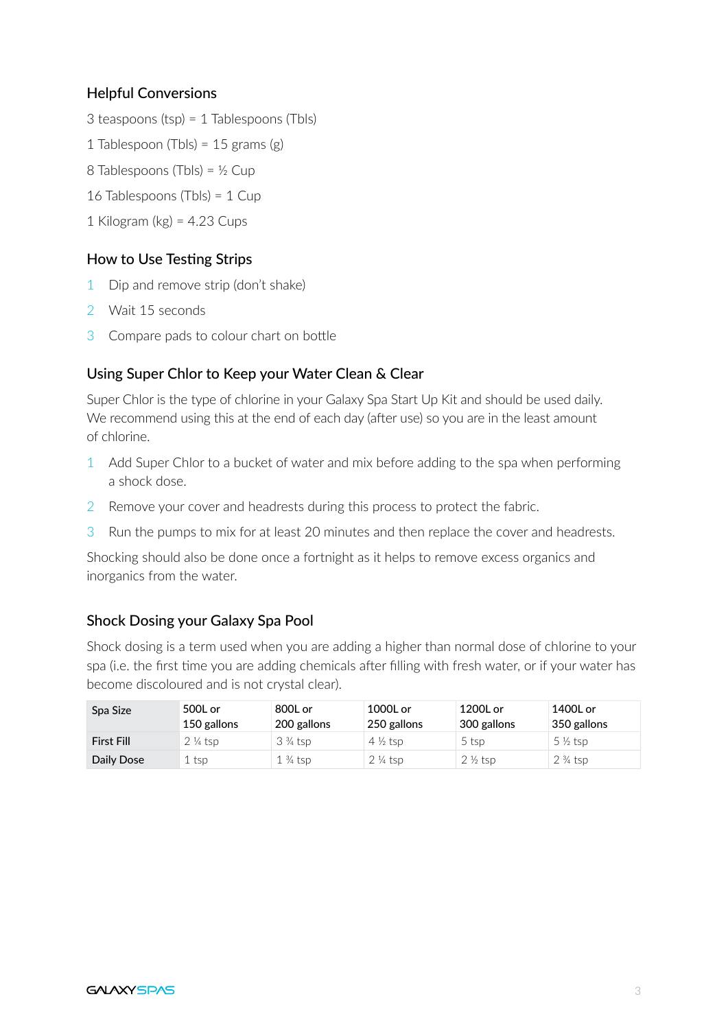### Helpful Conversions

3 teaspoons (tsp) = 1 Tablespoons (Tbls)

1 Tablespoon (Tbls) = 15 grams (g)

8 Tablespoons (Tbls) = ½ Cup

16 Tablespoons (Tbls) = 1 Cup

1 Kilogram (kg) = 4.23 Cups

### How to Use Testing Strips

1. Dip and remove strip (don't shake)
2. Wait 15 seconds
3. Compare pads to colour chart on bottle

### Using Super Chlor to Keep your Water Clean & Clear

Super Chlor is the type of chlorine in your Galaxy Spa Start Up Kit and should be used daily. We recommend using this at the end of each day (after use) so you are in the least amount of chlorine.

1. Add Super Chlor to a bucket of water and mix before adding to the spa when performing a shock dose.
2. Remove your cover and headrests during this process to protect the fabric.
3. Run the pumps to mix for at least 20 minutes and then replace the cover and headrests.

Shocking should also be done once a fortnight as it helps to remove excess organics and inorganics from the water.

### Shock Dosing your Galaxy Spa Pool

Shock dosing is a term used when you are adding a higher than normal dose of chlorine to your spa (i.e. the first time you are adding chemicals after filling with fresh water, or if your water has become discoloured and is not crystal clear).

| Spa Size | 500L or 150 gallons | 800L or 200 gallons | 1000L or 250 gallons | 1200L or 300 gallons | 1400L or 350 gallons |
|---|---|---|---|---|---|
| First Fill | 2 ¼ tsp | 3 ¾ tsp | 4 ½ tsp | 5 tsp | 5 ½ tsp |
| Daily Dose | 1 tsp | 1 ¾ tsp | 2 ¼ tsp | 2 ½ tsp | 2 ¾ tsp |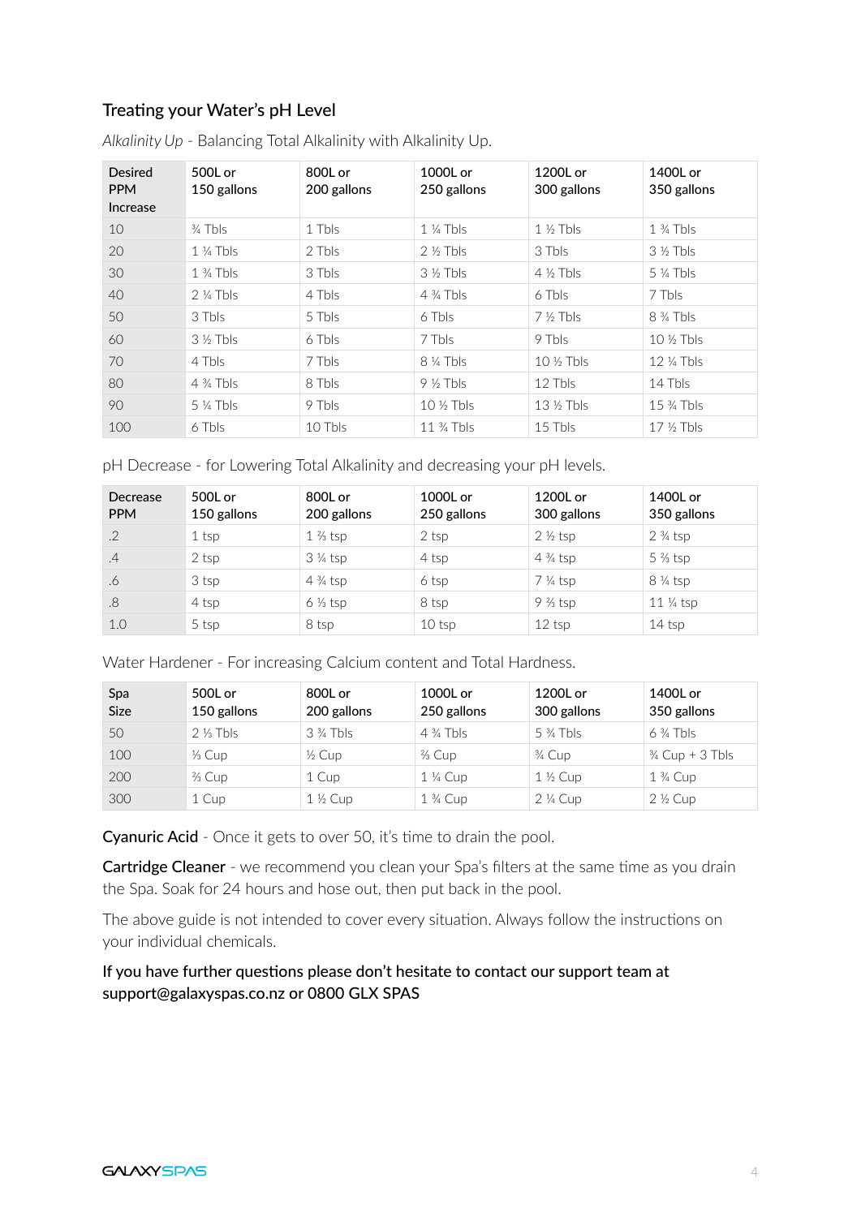## Treating your Water's pH Level

*Alkalinity Up* - Balancing Total Alkalinity with Alkalinity Up.

| Desired PPM Increase | 500L or 150 gallons | 800L or 200 gallons | 1000L or 250 gallons | 1200L or 300 gallons | 1400L or 350 gallons |
|---|---|---|---|---|---|
| 10 | ¾ Tbls | 1 Tbls | 1 ¼ Tbls | 1 ½ Tbls | 1 ¾ Tbls |
| 20 | 1 ¼ Tbls | 2 Tbls | 2 ½ Tbls | 3 Tbls | 3 ½ Tbls |
| 30 | 1 ¾ Tbls | 3 Tbls | 3 ½ Tbls | 4 ½ Tbls | 5 ¼ Tbls |
| 40 | 2 ¼ Tbls | 4 Tbls | 4 ¾ Tbls | 6 Tbls | 7 Tbls |
| 50 | 3 Tbls | 5 Tbls | 6 Tbls | 7 ½ Tbls | 8 ¾ Tbls |
| 60 | 3 ½ Tbls | 6 Tbls | 7 Tbls | 9 Tbls | 10 ½ Tbls |
| 70 | 4 Tbls | 7 Tbls | 8 ¼ Tbls | 10 ½ Tbls | 12 ¼ Tbls |
| 80 | 4 ¾ Tbls | 8 Tbls | 9 ½ Tbls | 12 Tbls | 14 Tbls |
| 90 | 5 ¼ Tbls | 9 Tbls | 10 ½ Tbls | 13 ½ Tbls | 15 ¾ Tbls |
| 100 | 6 Tbls | 10 Tbls | 11 ¾ Tbls | 15 Tbls | 17 ½ Tbls |

pH Decrease - for Lowering Total Alkalinity and decreasing your pH levels.

| Decrease PPM | 500L or 150 gallons | 800L or 200 gallons | 1000L or 250 gallons | 1200L or 300 gallons | 1400L or 350 gallons |
|---|---|---|---|---|---|
| .2 | 1 tsp | 1 ⅔ tsp | 2 tsp | 2 ½ tsp | 2 ¾ tsp |
| .4 | 2 tsp | 3 ¼ tsp | 4 tsp | 4 ¾ tsp | 5 ⅔ tsp |
| .6 | 3 tsp | 4 ¾ tsp | 6 tsp | 7 ¼ tsp | 8 ¼ tsp |
| .8 | 4 tsp | 6 ⅓ tsp | 8 tsp | 9 ⅔ tsp | 11 ¼ tsp |
| 1.0 | 5 tsp | 8 tsp | 10 tsp | 12 tsp | 14 tsp |

Water Hardener - For increasing Calcium content and Total Hardness.

| Spa Size | 500L or 150 gallons | 800L or 200 gallons | 1000L or 250 gallons | 1200L or 300 gallons | 1400L or 350 gallons |
|---|---|---|---|---|---|
| 50 | 2 ⅓ Tbls | 3 ¾ Tbls | 4 ¾ Tbls | 5 ¾ Tbls | 6 ¾ Tbls |
| 100 | ⅓ Cup | ½ Cup | ⅔ Cup | ¾ Cup | ¾ Cup + 3 Tbls |
| 200 | ⅔ Cup | 1 Cup | 1 ¼ Cup | 1 ½ Cup | 1 ¾ Cup |
| 300 | 1 Cup | 1 ½ Cup | 1 ¾ Cup | 2 ¼ Cup | 2 ½ Cup |

**Cyanuric Acid** - Once it gets to over 50, it's time to drain the pool.

**Cartridge Cleaner** - we recommend you clean your Spa's filters at the same time as you drain the Spa. Soak for 24 hours and hose out, then put back in the pool.

The above guide is not intended to cover every situation. Always follow the instructions on your individual chemicals.

**If you have further questions please don't hesitate to contact our support team at support@galaxyspas.co.nz or 0800 GLX SPAS**